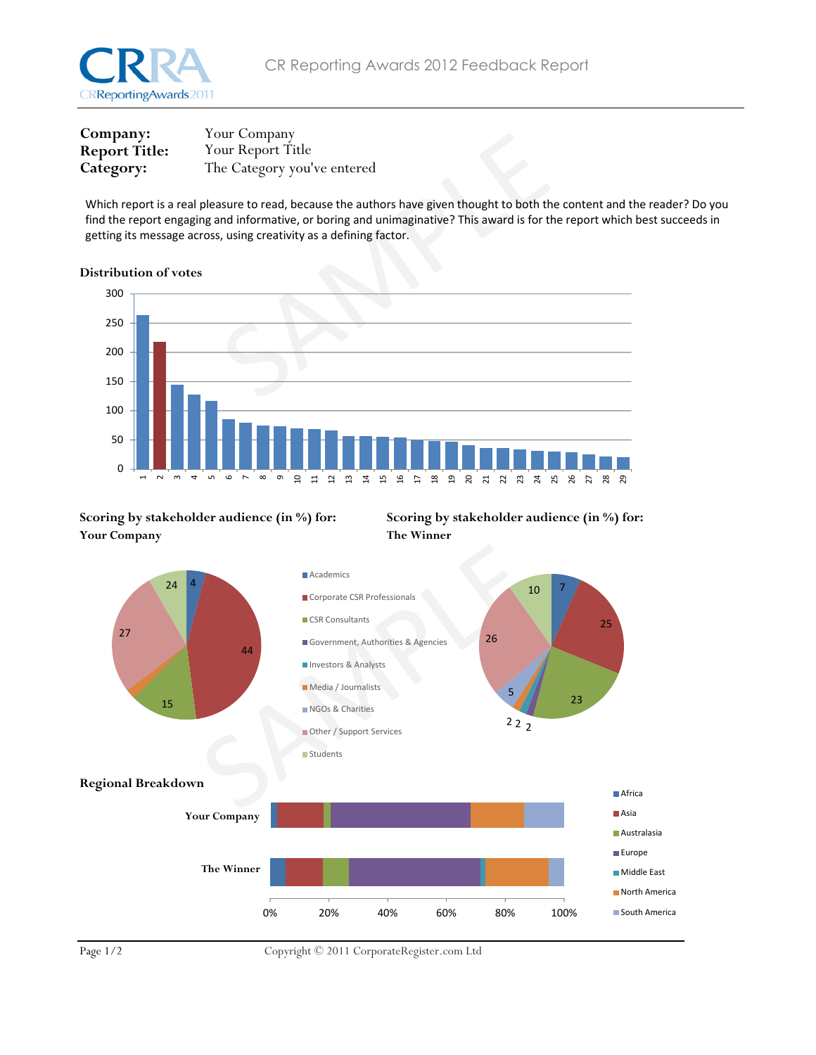**Company:** Your Company
**Report Title:** Your Report Title
**Category:** The Category you've entered

Which report is a real pleasure to read, because the authors have given thought to both the content and the reader? Do you find the report engaging and informative, or boring and unimaginative? This award is for the report which best succeeds in getting its message across, using creativity as a defining factor.

### Distribution of votes

### Scoring by stakeholder audience (in %) for: Your Company

### Scoring by stakeholder audience (in %) for: The Winner

- Academics
- Corporate CSR Professionals
- CSR Consultants
- Government, Authorities & Agencies
- Investors & Analysts
- Media / Journalists
- NGOs & Charities
- Other / Support Services
- Students

### Regional Breakdown

- Africa
- Asia
- Australasia
- Europe
- Middle East
- North America
- South America

Copyright © 2011 CorporateRegister.com Ltd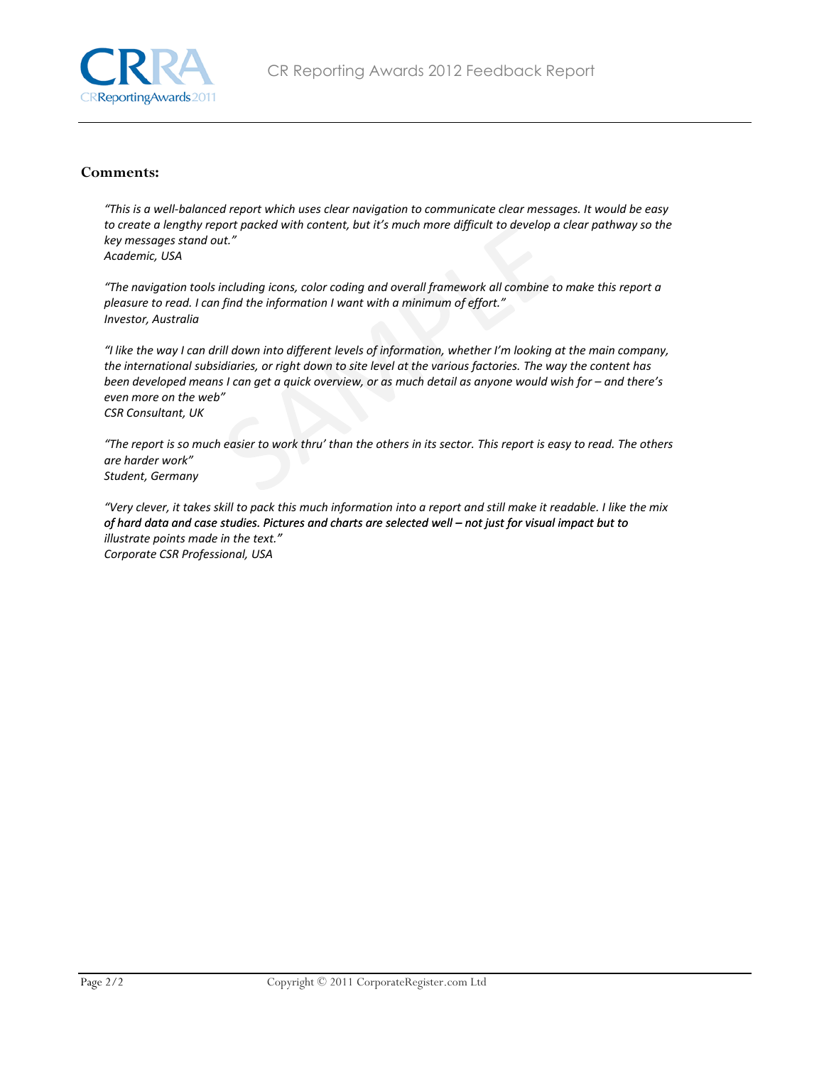**Comments:**

*"This is a well-balanced report which uses clear navigation to communicate clear messages. It would be easy to create a lengthy report packed with content, but it's much more difficult to develop a clear pathway so the key messages stand out."*
*Academic, USA*

*"The navigation tools including icons, color coding and overall framework all combine to make this report a pleasure to read. I can find the information I want with a minimum of effort."*
*Investor, Australia*

*"I like the way I can drill down into different levels of information, whether I'm looking at the main company, the international subsidiaries, or right down to site level at the various factories. The way the content has been developed means I can get a quick overview, or as much detail as anyone would wish for – and there's even more on the web"*
*CSR Consultant, UK*

*"The report is so much easier to work thru' than the others in its sector. This report is easy to read. The others are harder work"*
*Student, Germany*

*"Very clever, it takes skill to pack this much information into a report and still make it readable. I like the mix of hard data and case studies. Pictures and charts are selected well – not just for visual impact but to illustrate points made in the text."*
*Corporate CSR Professional, USA*